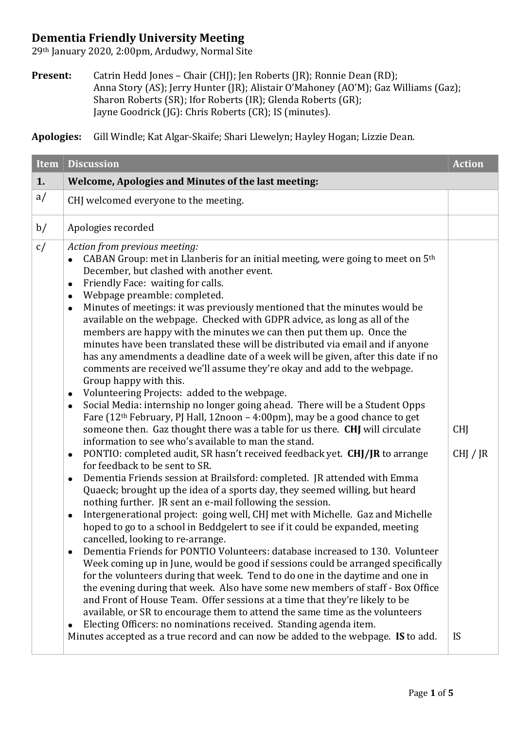## Dementia Friendly University Meeting

29th January 2020, 2:00pm, Ardudwy, Normal Site

**Present:** Catrin Hedd Jones – Chair (CHJ); Jen Roberts (JR); Ronnie Dean (RD); Anna Story (AS); Jerry Hunter (JR); Alistair O'Mahoney (AO'M); Gaz Williams (Gaz); Sharon Roberts (SR); Ifor Roberts (IR); Glenda Roberts (GR); Jayne Goodrick (JG): Chris Roberts (CR); IS (minutes).

**Apologies:** Gill Windle; Kat Algar-Skaife; Shari Llewelyn; Hayley Hogan; Lizzie Dean.

| Item | Discussion | Action |
|---|---|---|
| **1.** | **Welcome, Apologies and Minutes of the last meeting:** | |
| a/ | CHJ welcomed everyone to the meeting. | |
| b/ | Apologies recorded | |
| c/ | *Action from previous meeting:*<br>• CABAN Group: met in Llanberis for an initial meeting, were going to meet on 5th December, but clashed with another event.<br>• Friendly Face: waiting for calls.<br>• Webpage preamble: completed.<br>• Minutes of meetings: it was previously mentioned that the minutes would be available on the webpage. Checked with GDPR advice, as long as all of the members are happy with the minutes we can then put them up. Once the minutes have been translated these will be distributed via email and if anyone has any amendments a deadline date of a week will be given, after this date if no comments are received we'll assume they're okay and add to the webpage. Group happy with this.<br>• Volunteering Projects: added to the webpage.<br>• Social Media: internship no longer going ahead. There will be a Student Opps Fare (12th February, PJ Hall, 12noon – 4:00pm), may be a good chance to get someone then. Gaz thought there was a table for us there. **CHJ** will circulate information to see who's available to man the stand.<br>• PONTIO: completed audit, SR hasn't received feedback yet. **CHJ/JR** to arrange for feedback to be sent to SR.<br>• Dementia Friends session at Brailsford: completed. JR attended with Emma Quaeck; brought up the idea of a sports day, they seemed willing, but heard nothing further. JR sent an e-mail following the session.<br>• Intergenerational project: going well, CHJ met with Michelle. Gaz and Michelle hoped to go to a school in Beddgelert to see if it could be expanded, meeting cancelled, looking to re-arrange.<br>• Dementia Friends for PONTIO Volunteers: database increased to 130. Volunteer Week coming up in June, would be good if sessions could be arranged specifically for the volunteers during that week. Tend to do one in the daytime and one in the evening during that week. Also have some new members of staff - Box Office and Front of House Team. Offer sessions at a time that they're likely to be available, or SR to encourage them to attend the same time as the volunteers<br>• Electing Officers: no nominations received. Standing agenda item.<br>Minutes accepted as a true record and can now be added to the webpage. **IS** to add. | CHJ<br><br>CHJ / JR<br><br>IS |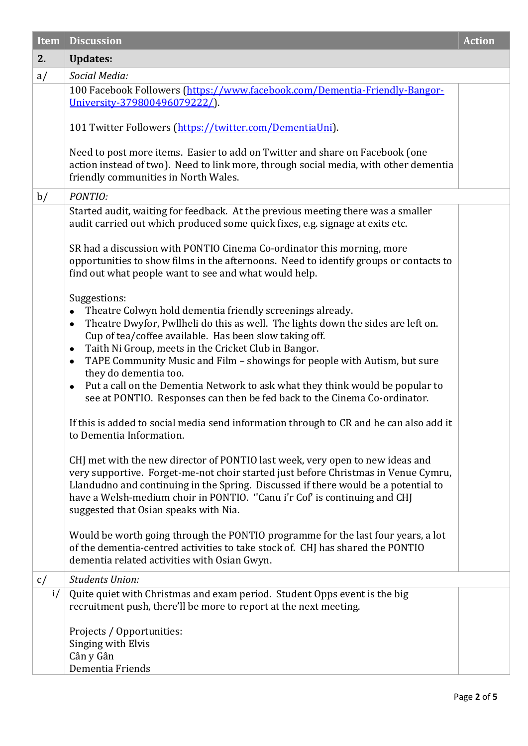| Item | Discussion | Action |
|---|---|---|
| **2.** | **Updates:** | |
| a/ | *Social Media:* | |
| | 100 Facebook Followers (https://www.facebook.com/Dementia-Friendly-Bangor-University-379800496079222/).<br><br>101 Twitter Followers (https://twitter.com/DementiaUni).<br><br>Need to post more items. Easier to add on Twitter and share on Facebook (one action instead of two). Need to link more, through social media, with other dementia friendly communities in North Wales. | |
| b/ | *PONTIO:* | |
| | Started audit, waiting for feedback. At the previous meeting there was a smaller audit carried out which produced some quick fixes, e.g. signage at exits etc.<br><br>SR had a discussion with PONTIO Cinema Co-ordinator this morning, more opportunities to show films in the afternoons. Need to identify groups or contacts to find out what people want to see and what would help.<br><br>Suggestions:<br>• Theatre Colwyn hold dementia friendly screenings already.<br>• Theatre Dwyfor, Pwllheli do this as well. The lights down the sides are left on. Cup of tea/coffee available. Has been slow taking off.<br>• Taith Ni Group, meets in the Cricket Club in Bangor.<br>• TAPE Community Music and Film – showings for people with Autism, but sure they do dementia too.<br>• Put a call on the Dementia Network to ask what they think would be popular to see at PONTIO. Responses can then be fed back to the Cinema Co-ordinator.<br><br>If this is added to social media send information through to CR and he can also add it to Dementia Information.<br><br>CHJ met with the new director of PONTIO last week, very open to new ideas and very supportive. Forget-me-not choir started just before Christmas in Venue Cymru, Llandudno and continuing in the Spring. Discussed if there would be a potential to have a Welsh-medium choir in PONTIO. ''Canu i'r Cof' is continuing and CHJ suggested that Osian speaks with Nia.<br><br>Would be worth going through the PONTIO programme for the last four years, a lot of the dementia-centred activities to take stock of. CHJ has shared the PONTIO dementia related activities with Osian Gwyn. | |
| c/ | *Students Union:* | |
| i/ | Quite quiet with Christmas and exam period. Student Opps event is the big recruitment push, there'll be more to report at the next meeting.<br><br>Projects / Opportunities:<br>Singing with Elvis<br>Cân y Gân<br>Dementia Friends | |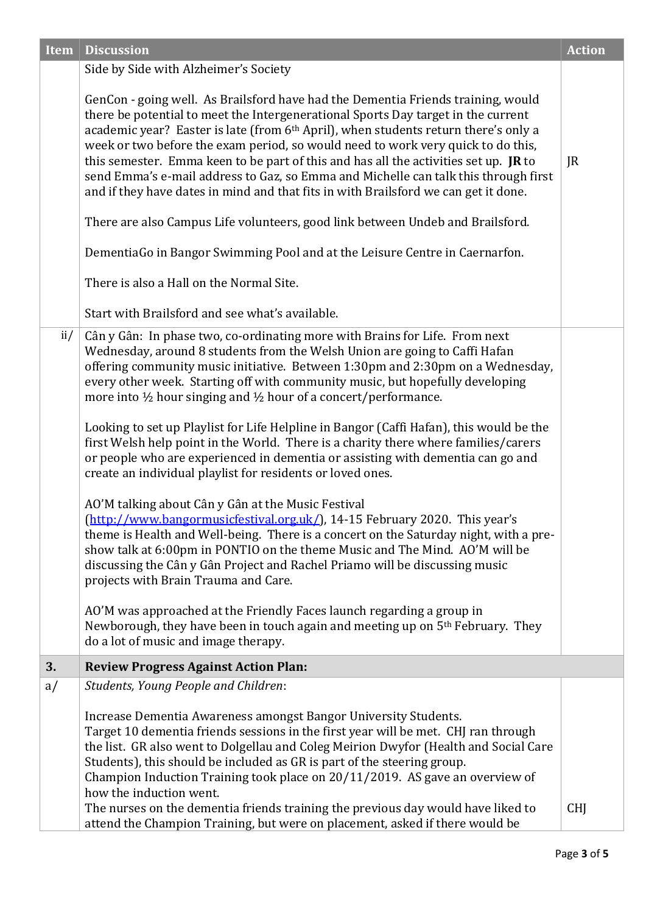| Item | Discussion | Action |
|---|---|---|
| | Side by Side with Alzheimer's Society<br><br>GenCon - going well. As Brailsford have had the Dementia Friends training, would there be potential to meet the Intergenerational Sports Day target in the current academic year? Easter is late (from 6th April), when students return there's only a week or two before the exam period, so would need to work very quick to do this, this semester. Emma keen to be part of this and has all the activities set up. **JR** to send Emma's e-mail address to Gaz, so Emma and Michelle can talk this through first and if they have dates in mind and that fits in with Brailsford we can get it done.<br><br>There are also Campus Life volunteers, good link between Undeb and Brailsford.<br><br>DementiaGo in Bangor Swimming Pool and at the Leisure Centre in Caernarfon.<br><br>There is also a Hall on the Normal Site.<br><br>Start with Brailsford and see what's available. | JR |
| ii/ | Cân y Gân: In phase two, co-ordinating more with Brains for Life. From next Wednesday, around 8 students from the Welsh Union are going to Caffi Hafan offering community music initiative. Between 1:30pm and 2:30pm on a Wednesday, every other week. Starting off with community music, but hopefully developing more into ½ hour singing and ½ hour of a concert/performance.<br><br>Looking to set up Playlist for Life Helpline in Bangor (Caffi Hafan), this would be the first Welsh help point in the World. There is a charity there where families/carers or people who are experienced in dementia or assisting with dementia can go and create an individual playlist for residents or loved ones.<br><br>AO'M talking about Cân y Gân at the Music Festival ([http://www.bangormusicfestival.org.uk/](http://www.bangormusicfestival.org.uk/)), 14-15 February 2020. This year's theme is Health and Well-being. There is a concert on the Saturday night, with a pre-show talk at 6:00pm in PONTIO on the theme Music and The Mind. AO'M will be discussing the Cân y Gân Project and Rachel Priamo will be discussing music projects with Brain Trauma and Care.<br><br>AO'M was approached at the Friendly Faces launch regarding a group in Newborough, they have been in touch again and meeting up on 5th February. They do a lot of music and image therapy. | |
| **3.** | **Review Progress Against Action Plan:** | |
| a/ | *Students, Young People and Children*:<br><br>Increase Dementia Awareness amongst Bangor University Students.<br>Target 10 dementia friends sessions in the first year will be met. CHJ ran through the list. GR also went to Dolgellau and Coleg Meirion Dwyfor (Health and Social Care Students), this should be included as GR is part of the steering group.<br>Champion Induction Training took place on 20/11/2019. AS gave an overview of how the induction went.<br>The nurses on the dementia friends training the previous day would have liked to attend the Champion Training, but were on placement, asked if there would be | CHJ |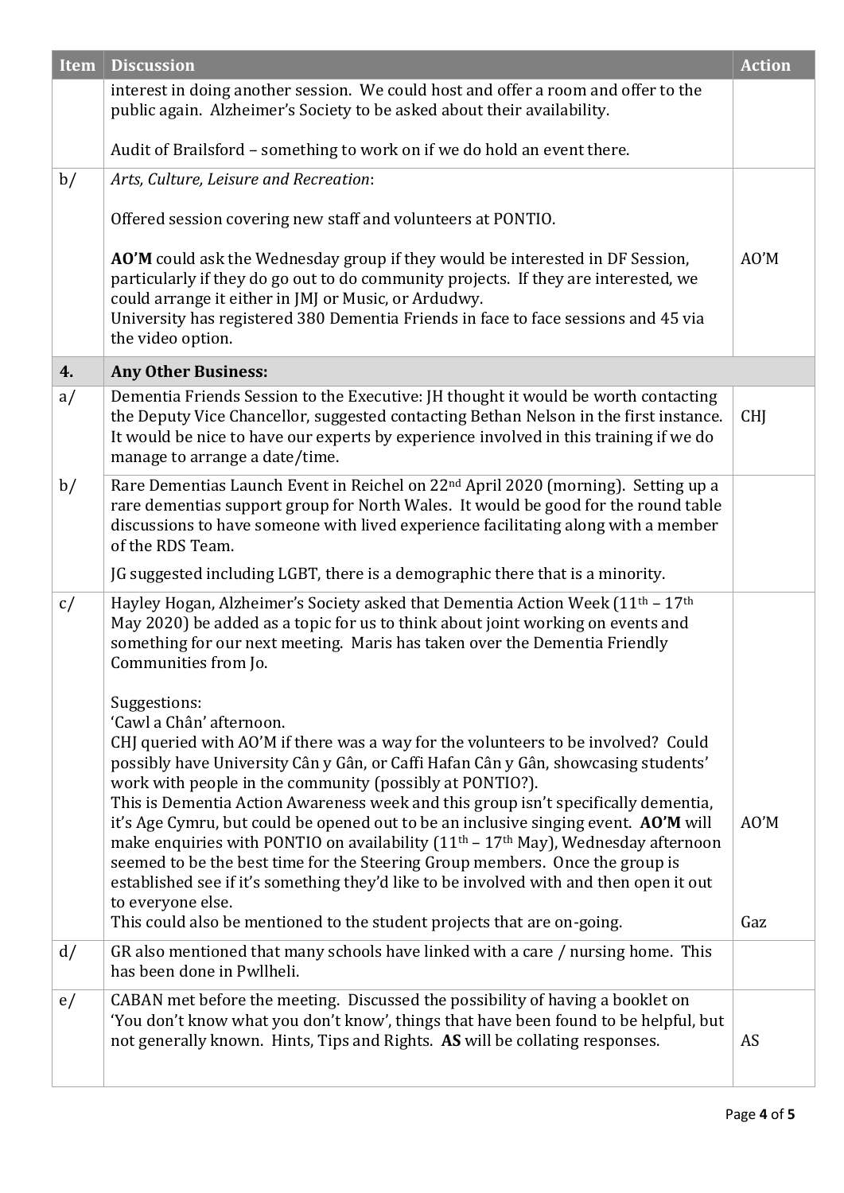| Item | Discussion | Action |
|---|---|---|
| | interest in doing another session. We could host and offer a room and offer to the public again. Alzheimer's Society to be asked about their availability.<br><br>Audit of Brailsford – something to work on if we do hold an event there. | |
| b/ | *Arts, Culture, Leisure and Recreation*:<br><br>Offered session covering new staff and volunteers at PONTIO.<br><br>**AO'M** could ask the Wednesday group if they would be interested in DF Session, particularly if they do go out to do community projects. If they are interested, we could arrange it either in JMJ or Music, or Ardudwy.<br>University has registered 380 Dementia Friends in face to face sessions and 45 via the video option. | AO'M |
| **4.** | **Any Other Business:** | |
| a/ | Dementia Friends Session to the Executive: JH thought it would be worth contacting the Deputy Vice Chancellor, suggested contacting Bethan Nelson in the first instance. It would be nice to have our experts by experience involved in this training if we do manage to arrange a date/time. | CHJ |
| b/ | Rare Dementias Launch Event in Reichel on 22nd April 2020 (morning). Setting up a rare dementias support group for North Wales. It would be good for the round table discussions to have someone with lived experience facilitating along with a member of the RDS Team.<br><br>JG suggested including LGBT, there is a demographic there that is a minority. | |
| c/ | Hayley Hogan, Alzheimer's Society asked that Dementia Action Week (11th – 17th May 2020) be added as a topic for us to think about joint working on events and something for our next meeting. Maris has taken over the Dementia Friendly Communities from Jo.<br><br>Suggestions:<br>'Cawl a Chân' afternoon.<br>CHJ queried with AO'M if there was a way for the volunteers to be involved? Could possibly have University Cân y Gân, or Caffi Hafan Cân y Gân, showcasing students' work with people in the community (possibly at PONTIO?).<br>This is Dementia Action Awareness week and this group isn't specifically dementia, it's Age Cymru, but could be opened out to be an inclusive singing event. **AO'M** will make enquiries with PONTIO on availability (11th – 17th May), Wednesday afternoon seemed to be the best time for the Steering Group members. Once the group is established see if it's something they'd like to be involved with and then open it out to everyone else.<br>This could also be mentioned to the student projects that are on-going. | AO'M<br><br>Gaz |
| d/ | GR also mentioned that many schools have linked with a care / nursing home. This has been done in Pwllheli. | |
| e/ | CABAN met before the meeting. Discussed the possibility of having a booklet on 'You don't know what you don't know', things that have been found to be helpful, but not generally known. Hints, Tips and Rights. **AS** will be collating responses. | AS |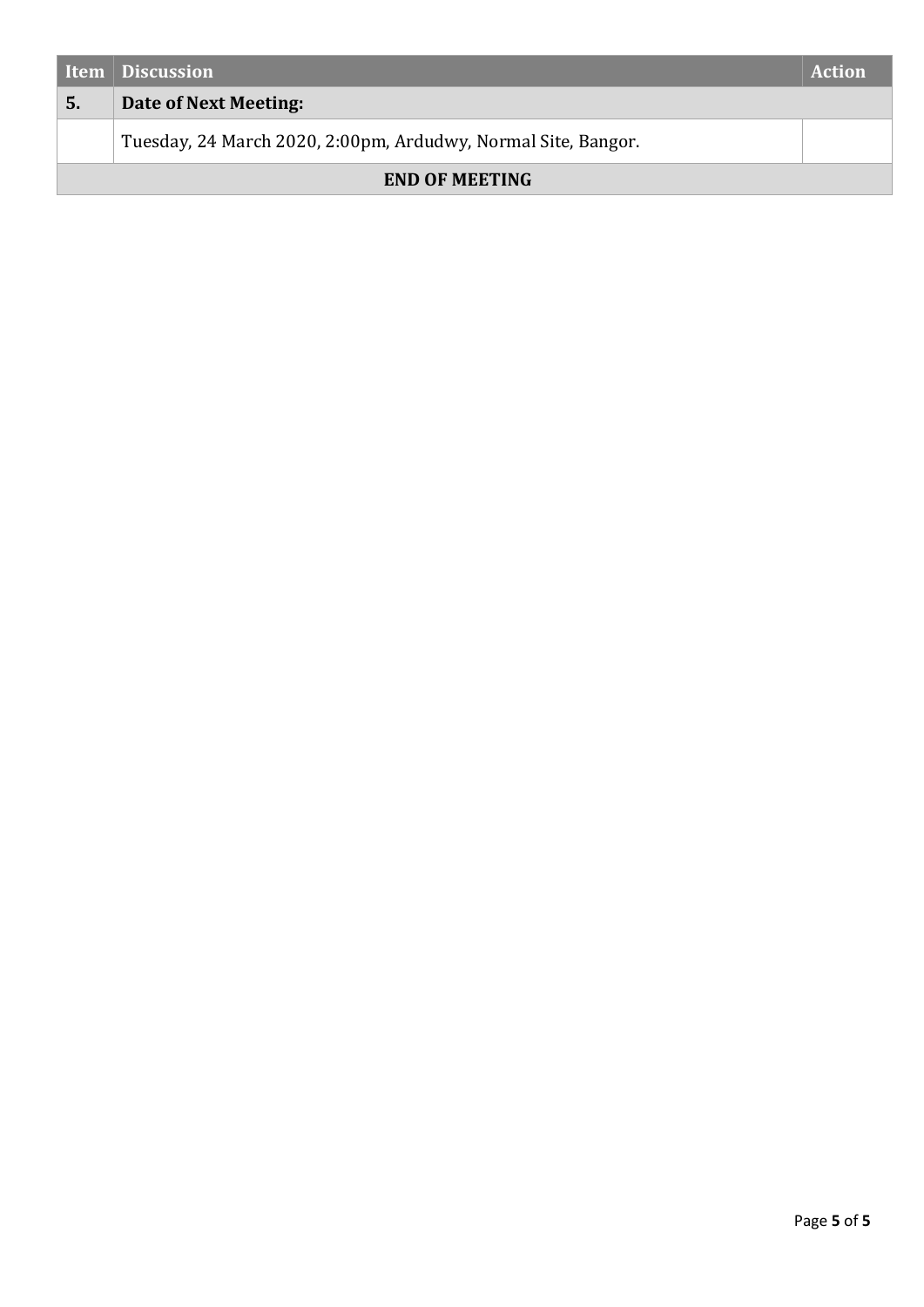| Item | Discussion | Action |
| --- | --- | --- |
| **5.** | **Date of Next Meeting:** | |
| | Tuesday, 24 March 2020, 2:00pm, Ardudwy, Normal Site, Bangor. | |
| **END OF MEETING** | | |